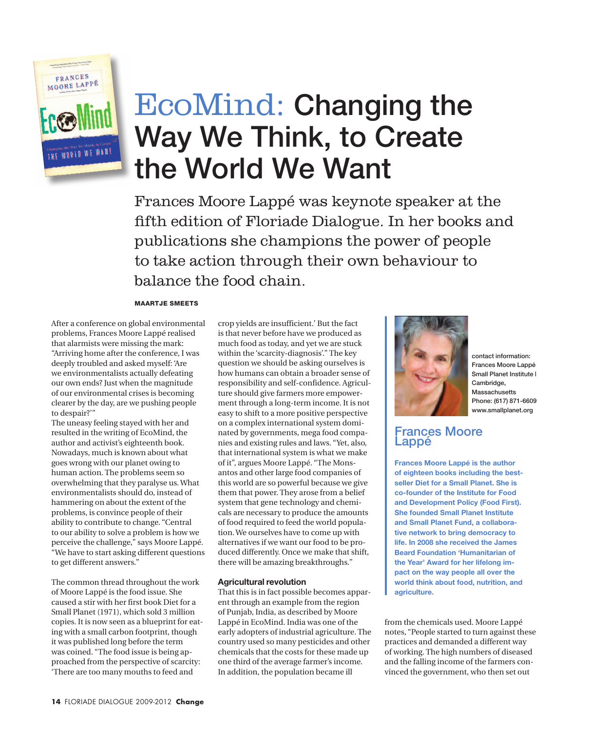# EcoMind: Changing the Way We Think, to Create the World We Want

Frances Moore Lappé was keynote speaker at the fifth edition of Floriade Dialogue. In her books and publications she champions the power of people to take action through their own behaviour to balance the food chain.

**MAARTJE SMEETS**

After a conference on global environmental problems, Frances Moore Lappé realised that alarmists were missing the mark: "Arriving home after the conference, I was deeply troubled and asked myself: 'Are we environmentalists actually defeating our own ends? Just when the magnitude of our environmental crises is becoming clearer by the day, are we pushing people to despair?'"

The uneasy feeling stayed with her and resulted in the writing of EcoMind, the author and activist's eighteenth book. Nowadays, much is known about what goes wrong with our planet owing to human action. The problems seem so overwhelming that they paralyse us. What environmentalists should do, instead of hammering on about the extent of the problems, is convince people of their ability to contribute to change. "Central to our ability to solve a problem is how we perceive the challenge," says Moore Lappé. "We have to start asking different questions to get different answers."

The common thread throughout the work of Moore Lappé is the food issue. She caused a stir with her first book Diet for a Small Planet (1971), which sold 3 million copies. It is now seen as a blueprint for eating with a small carbon footprint, though it was published long before the term was coined. "The food issue is being approached from the perspective of scarcity: 'There are too many mouths to feed and crop yields are insufficient.' But the fact is that never before have we produced as much food as today, and yet we are stuck within the 'scarcity-diagnosis'." The key question we should be asking ourselves is how humans can obtain a broader sense of responsibility and self-confidence. Agriculture should give farmers more empowerment through a long-term income. It is not easy to shift to a more positive perspective on a complex international system dominated by governments, mega food companies and existing rules and laws. "Yet, also, that international system is what we make of it", argues Moore Lappé. "The Monsantos and other large food companies of this world are so powerful because we give them that power. They arose from a belief system that gene technology and chemicals are necessary to produce the amounts of food required to feed the world population. We ourselves have to come up with alternatives if we want our food to be produced differently. Once we make that shift, there will be amazing breakthroughs."

## Agricultural revolution

That this is in fact possible becomes apparent through an example from the region of Punjab, India, as described by Moore Lappé in EcoMind. India was one of the early adopters of industrial agriculture. The country used so many pesticides and other chemicals that the costs for these made up one third of the average farmer's income. In addition, the population became ill from the chemicals used. Moore Lappé notes, "People started to turn against these practices and demanded a different way of working. The high numbers of diseased and the falling income of the farmers convinced the government, who then set out

---

contact information:
Frances Moore Lappé
Small Planet Institute |
Cambridge,
Massachusetts
Phone: (617) 871-6609
www.smallplanet.org

### Frances Moore Lappé

**Frances Moore Lappé is the author of eighteen books including the best-seller Diet for a Small Planet. She is co-founder of the Institute for Food and Development Policy (Food First). She founded Small Planet Institute and Small Planet Fund, a collaborative network to bring democracy to life. In 2008 she received the James Beard Foundation 'Humanitarian of the Year' Award for her lifelong impact on the way people all over the world think about food, nutrition, and agriculture.**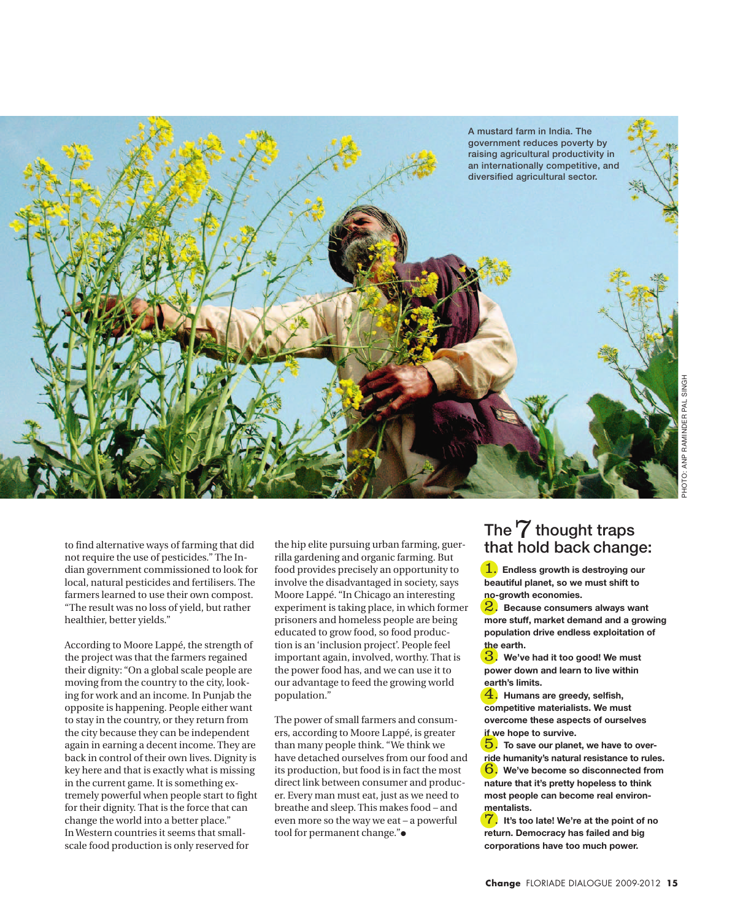A mustard farm in India. The government reduces poverty by raising agricultural productivity in an internationally competitive, and diversified agricultural sector.

PHOTO: ANP RAMINDER PAL SINGH

to find alternative ways of farming that did not require the use of pesticides." The Indian government commissioned to look for local, natural pesticides and fertilisers. The farmers learned to use their own compost. "The result was no loss of yield, but rather healthier, better yields."

According to Moore Lappé, the strength of the project was that the farmers regained their dignity: "On a global scale people are moving from the country to the city, looking for work and an income. In Punjab the opposite is happening. People either want to stay in the country, or they return from the city because they can be independent again in earning a decent income. They are back in control of their own lives. Dignity is key here and that is exactly what is missing in the current game. It is something extremely powerful when people start to fight for their dignity. That is the force that can change the world into a better place."
In Western countries it seems that small-scale food production is only reserved for the hip elite pursuing urban farming, guerrilla gardening and organic farming. But food provides precisely an opportunity to involve the disadvantaged in society, says Moore Lappé. "In Chicago an interesting experiment is taking place, in which former prisoners and homeless people are being educated to grow food, so food production is an 'inclusion project'. People feel important again, involved, worthy. That is the power food has, and we can use it to our advantage to feed the growing world population."

The power of small farmers and consumers, according to Moore Lappé, is greater than many people think. "We think we have detached ourselves from our food and its production, but food is in fact the most direct link between consumer and producer. Every man must eat, just as we need to breathe and sleep. This makes food – and even more so the way we eat – a powerful tool for permanent change."●

## The 7 thought traps that hold back change:

1. **Endless growth is destroying our beautiful planet, so we must shift to no-growth economies.**
2. **Because consumers always want more stuff, market demand and a growing population drive endless exploitation of the earth.**
3. **We've had it too good! We must power down and learn to live within earth's limits.**
4. **Humans are greedy, selfish, competitive materialists. We must overcome these aspects of ourselves if we hope to survive.**
5. **To save our planet, we have to override humanity's natural resistance to rules.**
6. **We've become so disconnected from nature that it's pretty hopeless to think most people can become real environmentalists.**
7. **It's too late! We're at the point of no return. Democracy has failed and big corporations have too much power.**